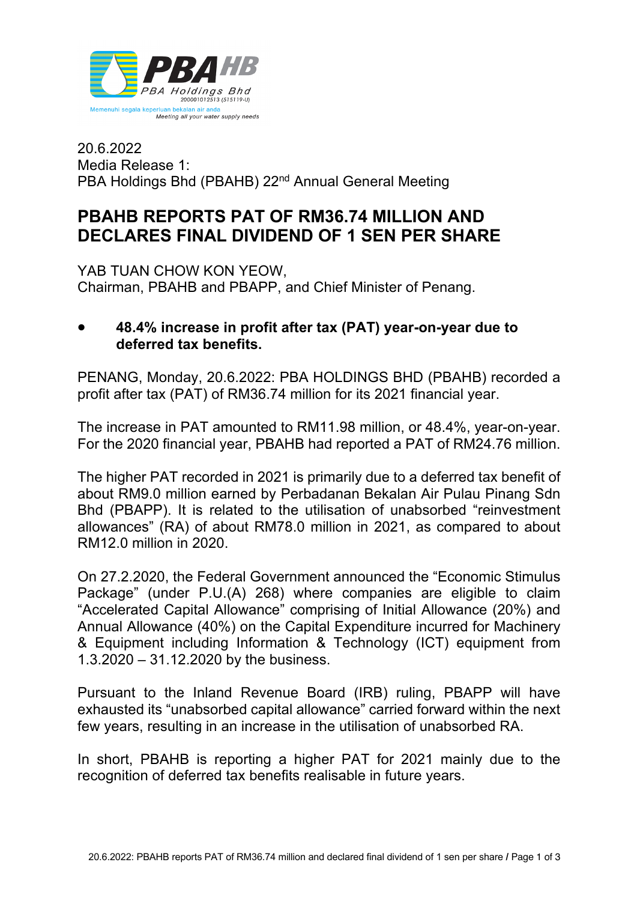PBA HB
PBA Holdings Bhd
200001012513 (515119-U)
Memenuhi segala keperluan bekalan air anda
*Meeting all your water supply needs*

20.6.2022
Media Release 1:
PBA Holdings Bhd (PBAHB) 22nd Annual General Meeting

# PBAHB REPORTS PAT OF RM36.74 MILLION AND DECLARES FINAL DIVIDEND OF 1 SEN PER SHARE

YAB TUAN CHOW KON YEOW,
Chairman, PBAHB and PBAPP, and Chief Minister of Penang.

- **48.4% increase in profit after tax (PAT) year-on-year due to deferred tax benefits.**

PENANG, Monday, 20.6.2022: PBA HOLDINGS BHD (PBAHB) recorded a profit after tax (PAT) of RM36.74 million for its 2021 financial year.

The increase in PAT amounted to RM11.98 million, or 48.4%, year-on-year. For the 2020 financial year, PBAHB had reported a PAT of RM24.76 million.

The higher PAT recorded in 2021 is primarily due to a deferred tax benefit of about RM9.0 million earned by Perbadanan Bekalan Air Pulau Pinang Sdn Bhd (PBAPP). It is related to the utilisation of unabsorbed "reinvestment allowances" (RA) of about RM78.0 million in 2021, as compared to about RM12.0 million in 2020.

On 27.2.2020, the Federal Government announced the "Economic Stimulus Package" (under P.U.(A) 268) where companies are eligible to claim "Accelerated Capital Allowance" comprising of Initial Allowance (20%) and Annual Allowance (40%) on the Capital Expenditure incurred for Machinery & Equipment including Information & Technology (ICT) equipment from 1.3.2020 – 31.12.2020 by the business.

Pursuant to the Inland Revenue Board (IRB) ruling, PBAPP will have exhausted its "unabsorbed capital allowance" carried forward within the next few years, resulting in an increase in the utilisation of unabsorbed RA.

In short, PBAHB is reporting a higher PAT for 2021 mainly due to the recognition of deferred tax benefits realisable in future years.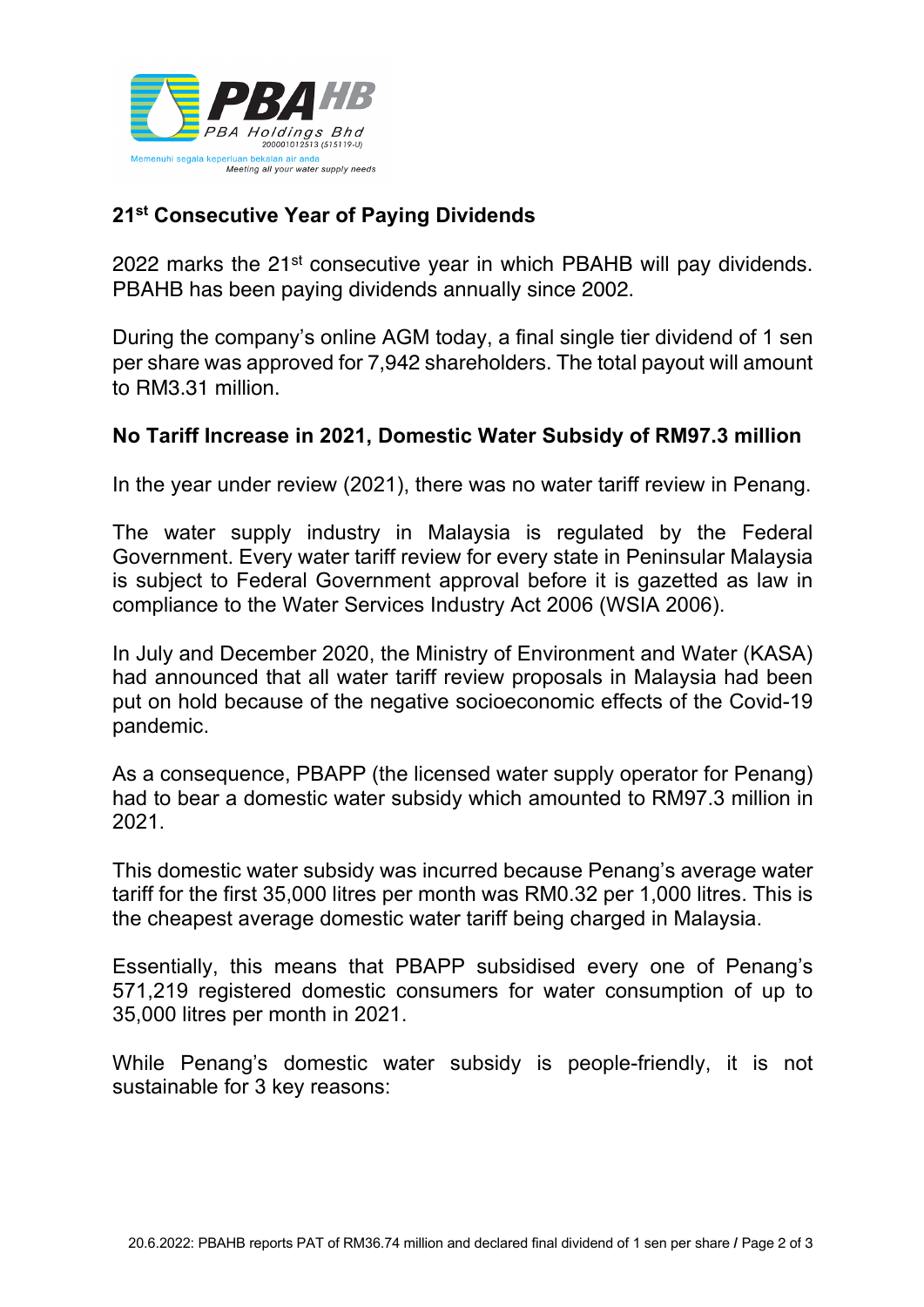## 21st Consecutive Year of Paying Dividends

2022 marks the 21st consecutive year in which PBAHB will pay dividends. PBAHB has been paying dividends annually since 2002.

During the company's online AGM today, a final single tier dividend of 1 sen per share was approved for 7,942 shareholders. The total payout will amount to RM3.31 million.

## No Tariff Increase in 2021, Domestic Water Subsidy of RM97.3 million

In the year under review (2021), there was no water tariff review in Penang.

The water supply industry in Malaysia is regulated by the Federal Government. Every water tariff review for every state in Peninsular Malaysia is subject to Federal Government approval before it is gazetted as law in compliance to the Water Services Industry Act 2006 (WSIA 2006).

In July and December 2020, the Ministry of Environment and Water (KASA) had announced that all water tariff review proposals in Malaysia had been put on hold because of the negative socioeconomic effects of the Covid-19 pandemic.

As a consequence, PBAPP (the licensed water supply operator for Penang) had to bear a domestic water subsidy which amounted to RM97.3 million in 2021.

This domestic water subsidy was incurred because Penang's average water tariff for the first 35,000 litres per month was RM0.32 per 1,000 litres. This is the cheapest average domestic water tariff being charged in Malaysia.

Essentially, this means that PBAPP subsidised every one of Penang's 571,219 registered domestic consumers for water consumption of up to 35,000 litres per month in 2021.

While Penang's domestic water subsidy is people-friendly, it is not sustainable for 3 key reasons: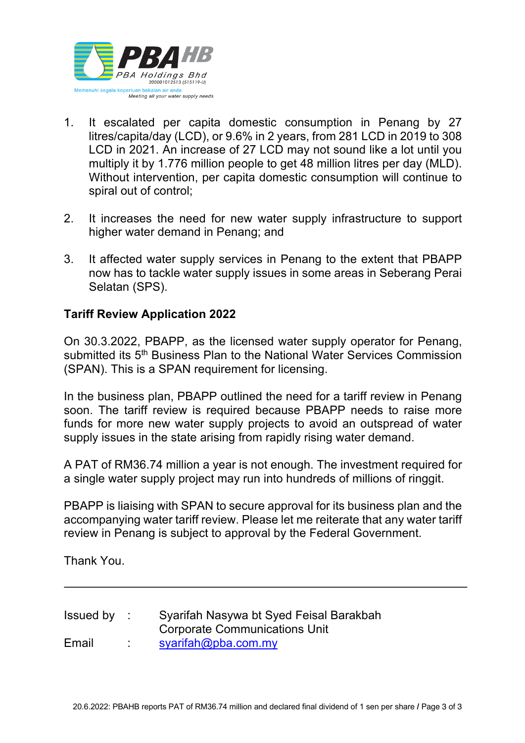1. It escalated per capita domestic consumption in Penang by 27 litres/capita/day (LCD), or 9.6% in 2 years, from 281 LCD in 2019 to 308 LCD in 2021. An increase of 27 LCD may not sound like a lot until you multiply it by 1.776 million people to get 48 million litres per day (MLD). Without intervention, per capita domestic consumption will continue to spiral out of control;

2. It increases the need for new water supply infrastructure to support higher water demand in Penang; and

3. It affected water supply services in Penang to the extent that PBAPP now has to tackle water supply issues in some areas in Seberang Perai Selatan (SPS).

**Tariff Review Application 2022**

On 30.3.2022, PBAPP, as the licensed water supply operator for Penang, submitted its 5th Business Plan to the National Water Services Commission (SPAN). This is a SPAN requirement for licensing.

In the business plan, PBAPP outlined the need for a tariff review in Penang soon. The tariff review is required because PBAPP needs to raise more funds for more new water supply projects to avoid an outspread of water supply issues in the state arising from rapidly rising water demand.

A PAT of RM36.74 million a year is not enough. The investment required for a single water supply project may run into hundreds of millions of ringgit.

PBAPP is liaising with SPAN to secure approval for its business plan and the accompanying water tariff review. Please let me reiterate that any water tariff review in Penang is subject to approval by the Federal Government.

Thank You.

---

| | | |
|---|---|---|
| Issued by | : | Syarifah Nasywa bt Syed Feisal Barakbah<br>Corporate Communications Unit |
| Email | : | syarifah@pba.com.my |